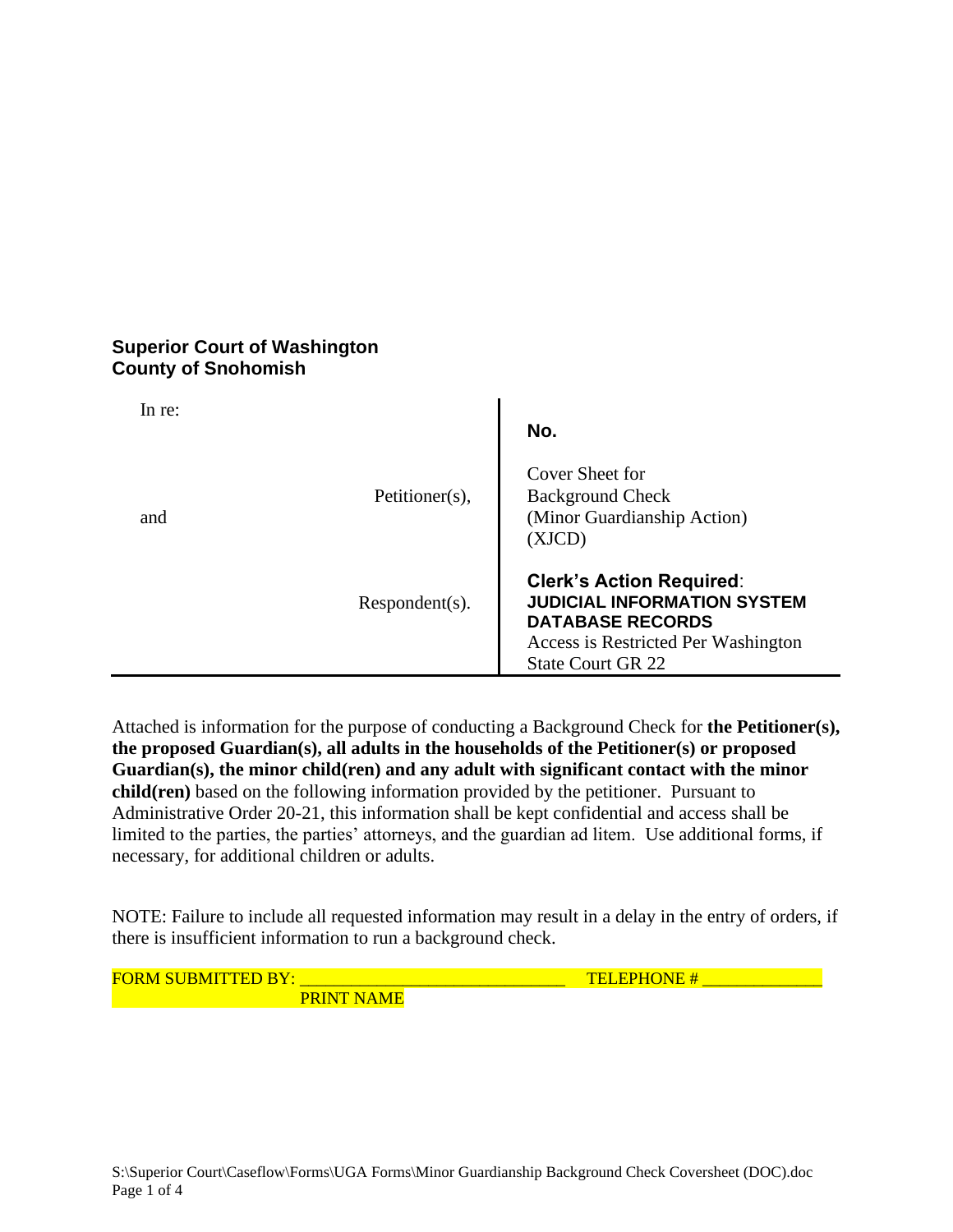**Superior Court of Washington**
**County of Snohomish**

| In re: | | |
|---|---|---|
| | | **No.** |
| | Petitioner(s), | Cover Sheet for Background Check (Minor Guardianship Action) (XJCD) |
| and | | |
| | Respondent(s). | **Clerk's Action Required**: **JUDICIAL INFORMATION SYSTEM DATABASE RECORDS** Access is Restricted Per Washington State Court GR 22 |

Attached is information for the purpose of conducting a Background Check for **the Petitioner(s), the proposed Guardian(s), all adults in the households of the Petitioner(s) or proposed Guardian(s), the minor child(ren) and any adult with significant contact with the minor child(ren)** based on the following information provided by the petitioner. Pursuant to Administrative Order 20-21, this information shall be kept confidential and access shall be limited to the parties, the parties' attorneys, and the guardian ad litem. Use additional forms, if necessary, for additional children or adults.

NOTE: Failure to include all requested information may result in a delay in the entry of orders, if there is insufficient information to run a background check.

FORM SUBMITTED BY: ______________________________ TELEPHONE # _____________
PRINT NAME

S:\Superior Court\Caseflow\Forms\UGA Forms\Minor Guardianship Background Check Coversheet (DOC).doc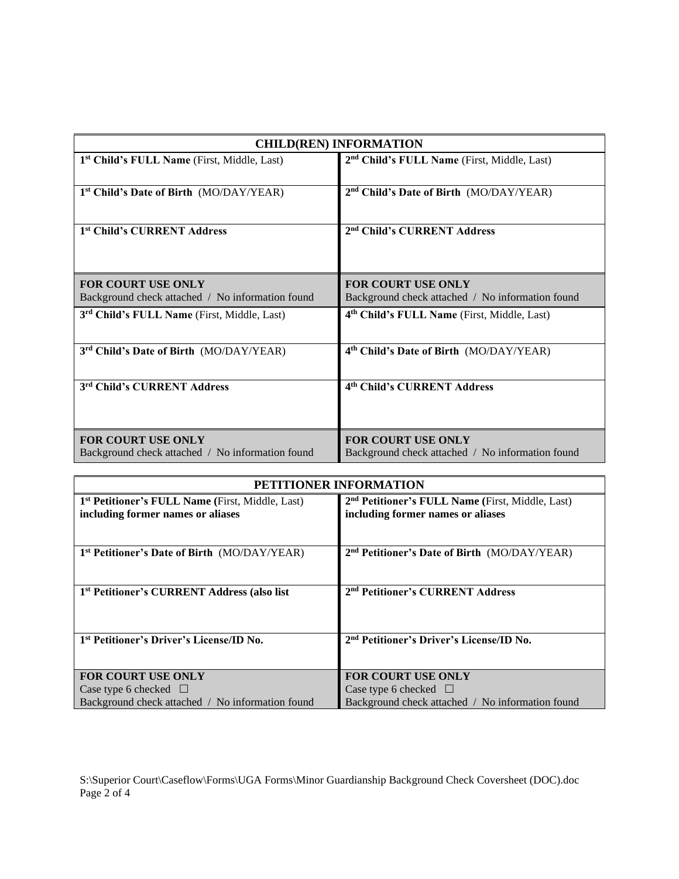## CHILD(REN) INFORMATION

| | |
|---|---|
| **1st Child's FULL Name** (First, Middle, Last) | **2nd Child's FULL Name** (First, Middle, Last) |
| **1st Child's Date of Birth** (MO/DAY/YEAR) | **2nd Child's Date of Birth** (MO/DAY/YEAR) |
| **1st Child's CURRENT Address** | **2nd Child's CURRENT Address** |
| **FOR COURT USE ONLY** Background check attached / No information found | **FOR COURT USE ONLY** Background check attached / No information found |
| **3rd Child's FULL Name** (First, Middle, Last) | **4th Child's FULL Name** (First, Middle, Last) |
| **3rd Child's Date of Birth** (MO/DAY/YEAR) | **4th Child's Date of Birth** (MO/DAY/YEAR) |
| **3rd Child's CURRENT Address** | **4th Child's CURRENT Address** |
| **FOR COURT USE ONLY** Background check attached / No information found | **FOR COURT USE ONLY** Background check attached / No information found |

## PETITIONER INFORMATION

| | |
|---|---|
| **1st Petitioner's FULL Name (**First, Middle, Last) **including former names or aliases** | **2nd Petitioner's FULL Name (**First, Middle, Last) **including former names or aliases** |
| **1st Petitioner's Date of Birth** (MO/DAY/YEAR) | **2nd Petitioner's Date of Birth** (MO/DAY/YEAR) |
| **1st Petitioner's CURRENT Address (also list** | **2nd Petitioner's CURRENT Address** |
| **1st Petitioner's Driver's License/ID No.** | **2nd Petitioner's Driver's License/ID No.** |
| **FOR COURT USE ONLY** Case type 6 checked ☐ Background check attached / No information found | **FOR COURT USE ONLY** Case type 6 checked ☐ Background check attached / No information found |

S:\Superior Court\Caseflow\Forms\UGA Forms\Minor Guardianship Background Check Coversheet (DOC).doc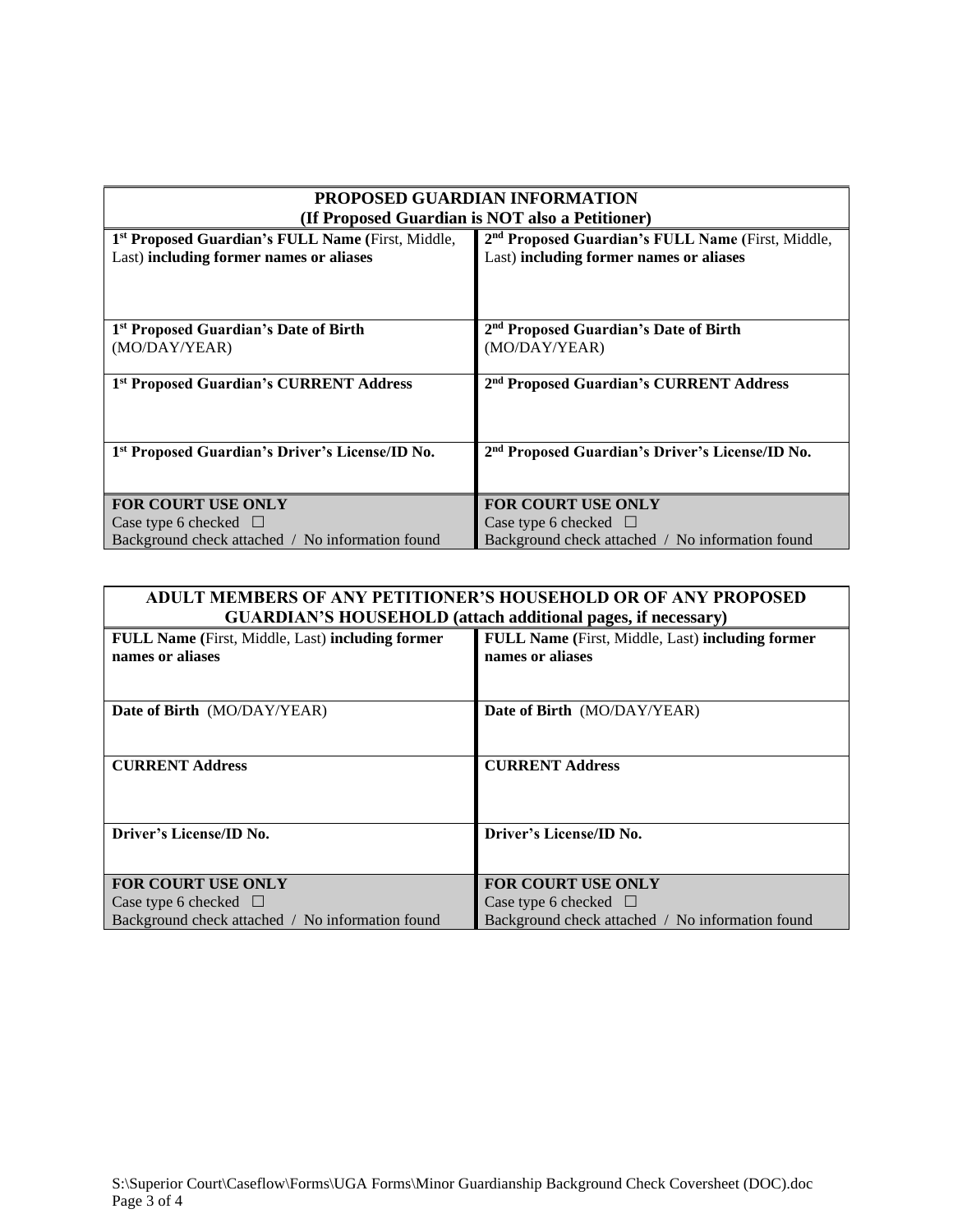| PROPOSED GUARDIAN INFORMATION (If Proposed Guardian is NOT also a Petitioner) | |
|---|---|
| **1st Proposed Guardian's FULL Name (**First, Middle, Last) **including former names or aliases** | **2nd Proposed Guardian's FULL Name (**First, Middle, Last) **including former names or aliases** |
| **1st Proposed Guardian's Date of Birth** (MO/DAY/YEAR) | **2nd Proposed Guardian's Date of Birth** (MO/DAY/YEAR) |
| **1st Proposed Guardian's CURRENT Address** | **2nd Proposed Guardian's CURRENT Address** |
| **1st Proposed Guardian's Driver's License/ID No.** | **2nd Proposed Guardian's Driver's License/ID No.** |
| **FOR COURT USE ONLY**<br>Case type 6 checked ☐<br>Background check attached / No information found | **FOR COURT USE ONLY**<br>Case type 6 checked ☐<br>Background check attached / No information found |

| ADULT MEMBERS OF ANY PETITIONER'S HOUSEHOLD OR OF ANY PROPOSED GUARDIAN'S HOUSEHOLD (attach additional pages, if necessary) | |
|---|---|
| **FULL Name (**First, Middle, Last) **including former names or aliases** | **FULL Name (**First, Middle, Last) **including former names or aliases** |
| **Date of Birth** (MO/DAY/YEAR) | **Date of Birth** (MO/DAY/YEAR) |
| **CURRENT Address** | **CURRENT Address** |
| **Driver's License/ID No.** | **Driver's License/ID No.** |
| **FOR COURT USE ONLY**<br>Case type 6 checked ☐<br>Background check attached / No information found | **FOR COURT USE ONLY**<br>Case type 6 checked ☐<br>Background check attached / No information found |

S:\Superior Court\Caseflow\Forms\UGA Forms\Minor Guardianship Background Check Coversheet (DOC).doc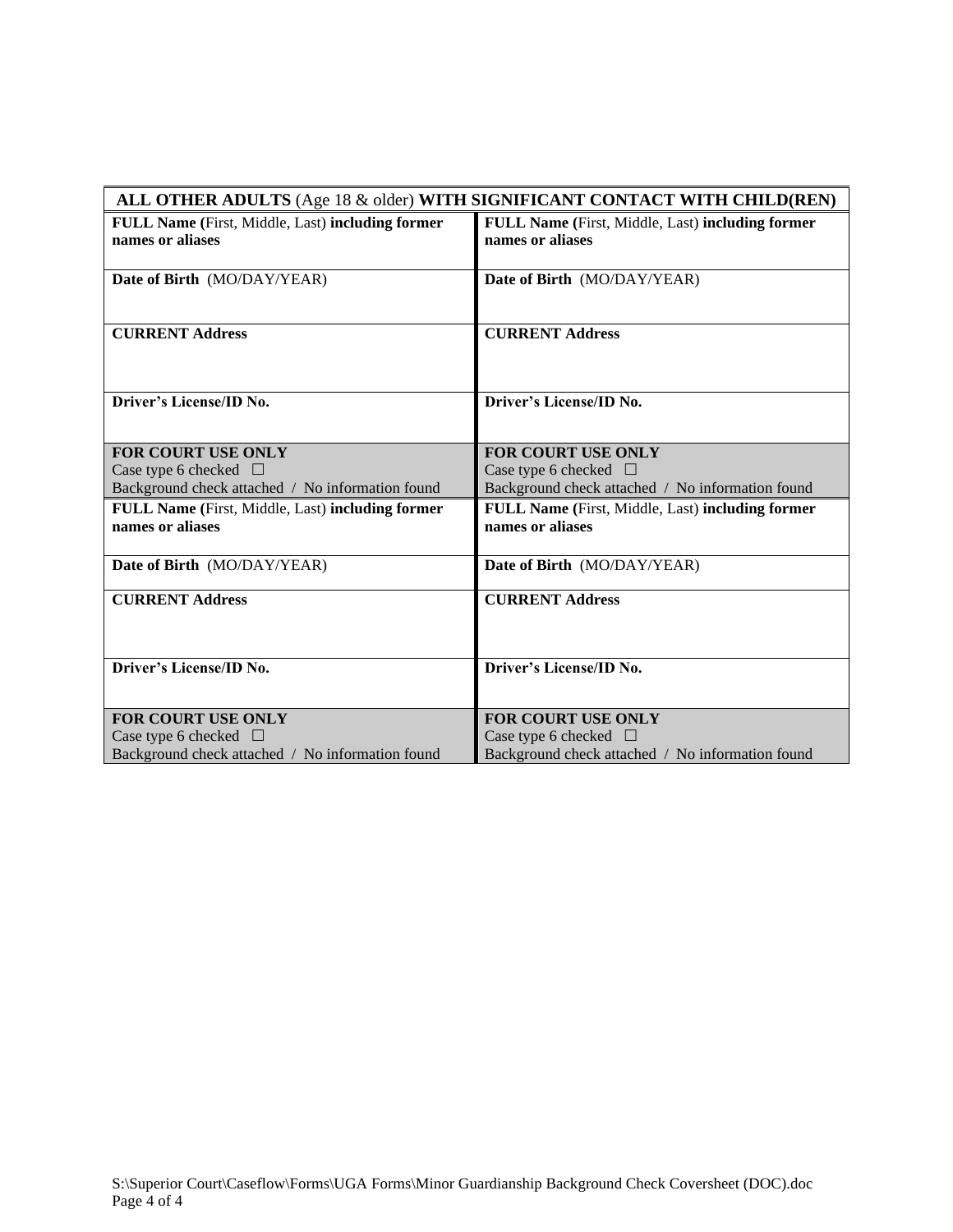| **ALL OTHER ADULTS** (Age 18 & older) **WITH SIGNIFICANT CONTACT WITH CHILD(REN)** | |
|---|---|
| **FULL Name (**First, Middle, Last) **including former names or aliases** | **FULL Name (**First, Middle, Last) **including former names or aliases** |
| **Date of Birth** (MO/DAY/YEAR) | **Date of Birth** (MO/DAY/YEAR) |
| **CURRENT Address** | **CURRENT Address** |
| **Driver's License/ID No.** | **Driver's License/ID No.** |
| **FOR COURT USE ONLY**<br>Case type 6 checked ☐<br>Background check attached / No information found | **FOR COURT USE ONLY**<br>Case type 6 checked ☐<br>Background check attached / No information found |
| **FULL Name (**First, Middle, Last) **including former names or aliases** | **FULL Name (**First, Middle, Last) **including former names or aliases** |
| **Date of Birth** (MO/DAY/YEAR) | **Date of Birth** (MO/DAY/YEAR) |
| **CURRENT Address** | **CURRENT Address** |
| **Driver's License/ID No.** | **Driver's License/ID No.** |
| **FOR COURT USE ONLY**<br>Case type 6 checked ☐<br>Background check attached / No information found | **FOR COURT USE ONLY**<br>Case type 6 checked ☐<br>Background check attached / No information found |

S:\Superior Court\Caseflow\Forms\UGA Forms\Minor Guardianship Background Check Coversheet (DOC).doc